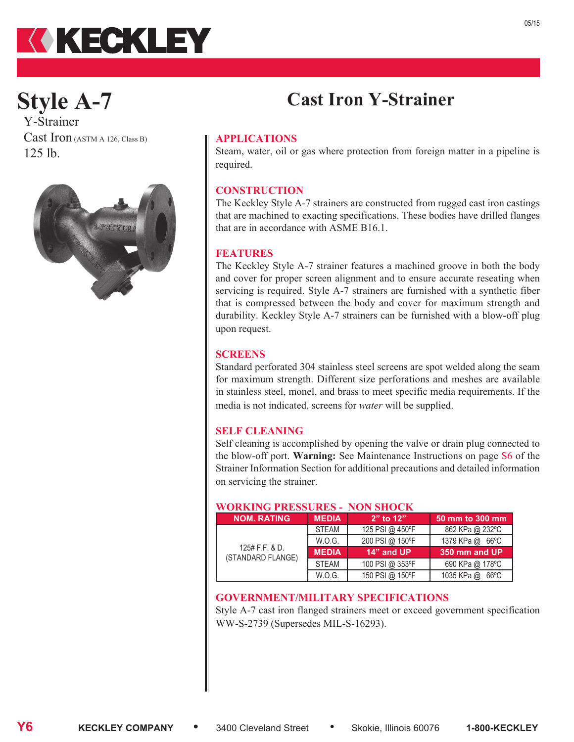# Style A-7

Y-Strainer

Cast Iron (ASTM A 126, Class B)

125 lb.

## Cast Iron Y-Strainer

### APPLICATIONS

Steam, water, oil or gas where protection from foreign matter in a pipeline is required.

### CONSTRUCTION

The Keckley Style A-7 strainers are constructed from rugged cast iron castings that are machined to exacting specifications. These bodies have drilled flanges that are in accordance with ASME B16.1.

### FEATURES

The Keckley Style A-7 strainer features a machined groove in both the body and cover for proper screen alignment and to ensure accurate reseating when servicing is required. Style A-7 strainers are furnished with a synthetic fiber that is compressed between the body and cover for maximum strength and durability. Keckley Style A-7 strainers can be furnished with a blow-off plug upon request.

### SCREENS

Standard perforated 304 stainless steel screens are spot welded along the seam for maximum strength. Different size perforations and meshes are available in stainless steel, monel, and brass to meet specific media requirements. If the media is not indicated, screens for *water* will be supplied.

### SELF CLEANING

Self cleaning is accomplished by opening the valve or drain plug connected to the blow-off port. **Warning:** See Maintenance Instructions on page S6 of the Strainer Information Section for additional precautions and detailed information on servicing the strainer.

### WORKING PRESSURES - NON SHOCK

| NOM. RATING | MEDIA | 2" to 12" | 50 mm to 300 mm |
|---|---|---|---|
| 125# F.F. & D. (STANDARD FLANGE) | STEAM | 125 PSI @ 450ºF | 862 KPa @ 232ºC |
| | W.O.G. | 200 PSI @ 150ºF | 1379 KPa @ 66ºC |
| | **MEDIA** | **14" and UP** | **350 mm and UP** |
| | STEAM | 100 PSI @ 353ºF | 690 KPa @ 178ºC |
| | W.O.G. | 150 PSI @ 150ºF | 1035 KPa @ 66ºC |

### GOVERNMENT/MILITARY SPECIFICATIONS

Style A-7 cast iron flanged strainers meet or exceed government specification WW-S-2739 (Supersedes MIL-S-16293).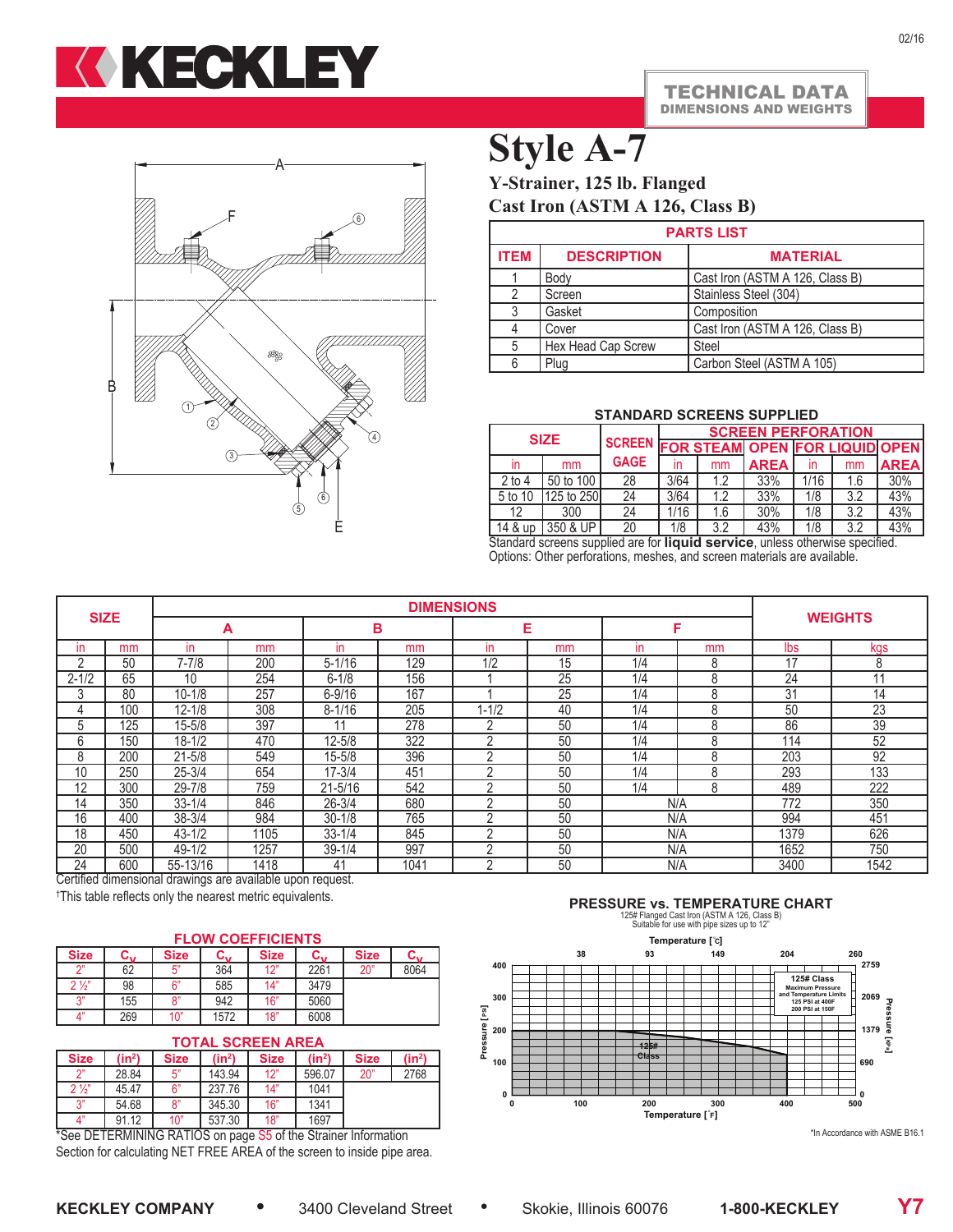# KECKLEY

**TECHNICAL DATA**
**DIMENSIONS AND WEIGHTS**

02/16

A
F
6
B
1
2
3
4
5
6
E

# Style A-7

## Y-Strainer, 125 lb. Flanged
## Cast Iron (ASTM A 126, Class B)

**PARTS LIST**

| ITEM | DESCRIPTION | MATERIAL |
|---|---|---|
| 1 | Body | Cast Iron (ASTM A 126, Class B) |
| 2 | Screen | Stainless Steel (304) |
| 3 | Gasket | Composition |
| 4 | Cover | Cast Iron (ASTM A 126, Class B) |
| 5 | Hex Head Cap Screw | Steel |
| 6 | Plug | Carbon Steel (ASTM A 105) |

**STANDARD SCREENS SUPPLIED**

| SIZE | | SCREEN GAGE | SCREEN PERFORATION | | | | | |
|---|---|---|---|---|---|---|---|---|
| | | | FOR STEAM | | OPEN AREA | FOR LIQUID | | OPEN AREA |
| in | mm | | in | mm | | in | mm | |
| 2 to 4 | 50 to 100 | 28 | 3/64 | 1.2 | 33% | 1/16 | 1.6 | 30% |
| 5 to 10 | 125 to 250 | 24 | 3/64 | 1.2 | 33% | 1/8 | 3.2 | 43% |
| 12 | 300 | 24 | 1/16 | 1.6 | 30% | 1/8 | 3.2 | 43% |
| 14 & up | 350 & UP | 20 | 1/8 | 3.2 | 43% | 1/8 | 3.2 | 43% |

Standard screens supplied are for **liquid service**, unless otherwise specified.
Options: Other perforations, meshes, and screen materials are available.

| SIZE | | DIMENSIONS | | | | | | | | WEIGHTS | |
|---|---|---|---|---|---|---|---|---|---|---|---|
| | | A | | B | | E | | F | | | |
| in | mm | in | mm | in | mm | in | mm | in | mm | lbs | kgs |
| 2 | 50 | 7-7/8 | 200 | 5-1/16 | 129 | 1/2 | 15 | 1/4 | 8 | 17 | 8 |
| 2-1/2 | 65 | 10 | 254 | 6-1/8 | 156 | 1 | 25 | 1/4 | 8 | 24 | 11 |
| 3 | 80 | 10-1/8 | 257 | 6-9/16 | 167 | 1 | 25 | 1/4 | 8 | 31 | 14 |
| 4 | 100 | 12-1/8 | 308 | 8-1/16 | 205 | 1-1/2 | 40 | 1/4 | 8 | 50 | 23 |
| 5 | 125 | 15-5/8 | 397 | 11 | 278 | 2 | 50 | 1/4 | 8 | 86 | 39 |
| 6 | 150 | 18-1/2 | 470 | 12-5/8 | 322 | 2 | 50 | 1/4 | 8 | 114 | 52 |
| 8 | 200 | 21-5/8 | 549 | 15-5/8 | 396 | 2 | 50 | 1/4 | 8 | 203 | 92 |
| 10 | 250 | 25-3/4 | 654 | 17-3/4 | 451 | 2 | 50 | 1/4 | 8 | 293 | 133 |
| 12 | 300 | 29-7/8 | 759 | 21-5/16 | 542 | 2 | 50 | 1/4 | 8 | 489 | 222 |
| 14 | 350 | 33-1/4 | 846 | 26-3/4 | 680 | 2 | 50 | N/A | | 772 | 350 |
| 16 | 400 | 38-3/4 | 984 | 30-1/8 | 765 | 2 | 50 | N/A | | 994 | 451 |
| 18 | 450 | 43-1/2 | 1105 | 33-1/4 | 845 | 2 | 50 | N/A | | 1379 | 626 |
| 20 | 500 | 49-1/2 | 1257 | 39-1/4 | 997 | 2 | 50 | N/A | | 1652 | 750 |
| 24 | 600 | 55-13/16 | 1418 | 41 | 1041 | 2 | 50 | N/A | | 3400 | 1542 |

Certified dimensional drawings are available upon request.

†This table reflects only the nearest metric equivalents.

**FLOW COEFFICIENTS**

| Size | $C_v$ | Size | $C_v$ | Size | $C_v$ | Size | $C_v$ |
|---|---|---|---|---|---|---|---|
| 2" | 62 | 5" | 364 | 12" | 2261 | 20" | 8064 |
| 2 ½" | 98 | 6" | 585 | 14" | 3479 | | |
| 3" | 155 | 8" | 942 | 16" | 5060 | | |
| 4" | 269 | 10" | 1572 | 18" | 6008 | | |

**TOTAL SCREEN AREA**

| Size | (in²) | Size | (in²) | Size | (in²) | Size | (in²) |
|---|---|---|---|---|---|---|---|
| 2" | 28.84 | 5" | 143.94 | 12" | 596.07 | 20" | 2768 |
| 2 ½" | 45.47 | 6" | 237.76 | 14" | 1041 | | |
| 3" | 54.68 | 8" | 345.30 | 16" | 1341 | | |
| 4" | 91.12 | 10" | 537.30 | 18" | 1697 | | |

*See DETERMINING RATIOS on page S5 of the Strainer Information Section for calculating NET FREE AREA of the screen to inside pipe area.

**PRESSURE vs. TEMPERATURE CHART**

125# Flanged Cast Iron (ASTM A 126, Class B)
Suitable for use with pipe sizes up to 12"

Temperature [°c]
38 93 149 204 260
400 300 200 100 0
Pressure [PSI]
2759 2069 1379 690 0
Pressure [kPa]
0 100 200 300 400 500
Temperature [°F]

125# Class
Maximum Pressure and Temperature Limits
125 PSI at 400F
200 PSI at 150F

125# Class

*In Accordance with ASME B16.1

**KECKLEY COMPANY** • 3400 Cleveland Street • Skokie, Illinois 60076 **1-800-KECKLEY**